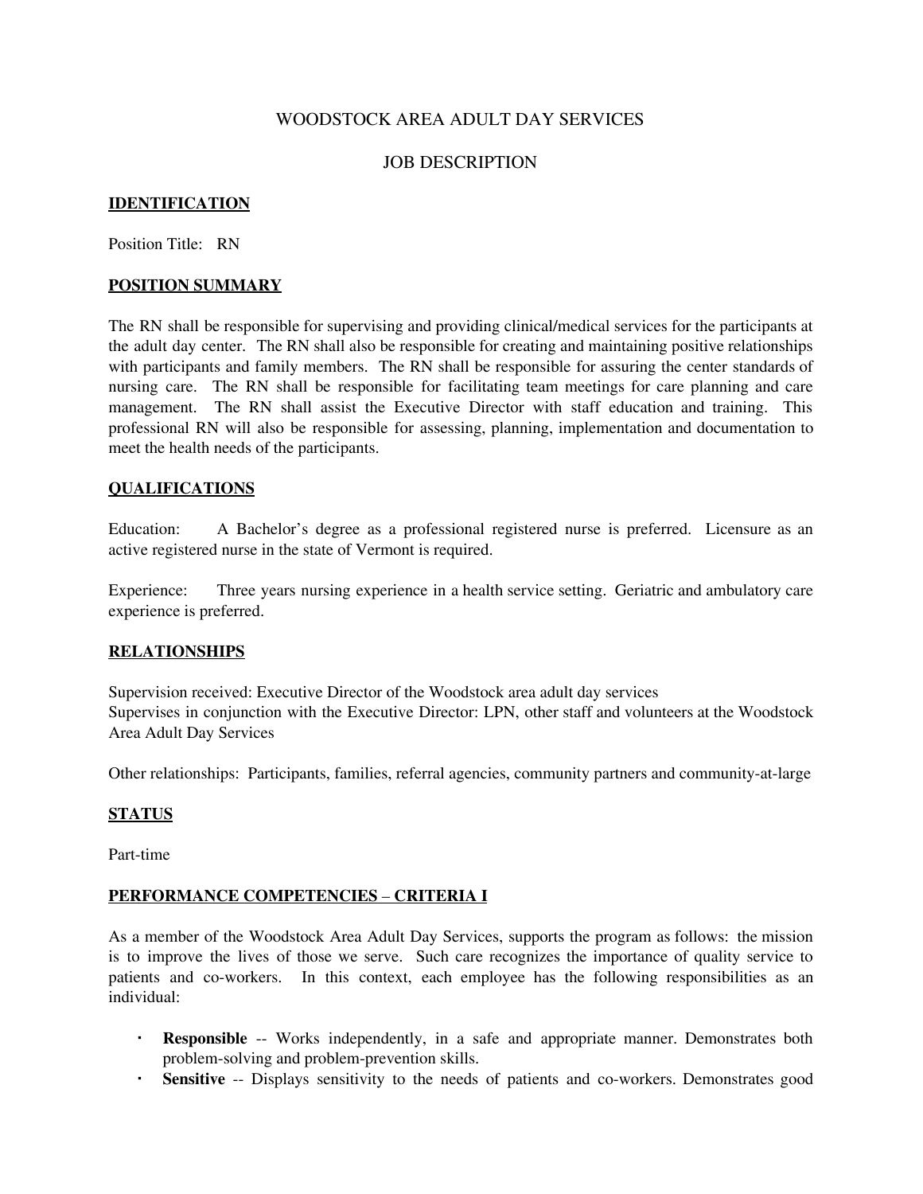# WOODSTOCK AREA ADULT DAY SERVICES

## JOB DESCRIPTION

**IDENTIFICATION**

Position Title: RN

**POSITION SUMMARY**

The RN shall be responsible for supervising and providing clinical/medical services for the participants at the adult day center. The RN shall also be responsible for creating and maintaining positive relationships with participants and family members. The RN shall be responsible for assuring the center standards of nursing care. The RN shall be responsible for facilitating team meetings for care planning and care management. The RN shall assist the Executive Director with staff education and training. This professional RN will also be responsible for assessing, planning, implementation and documentation to meet the health needs of the participants.

**QUALIFICATIONS**

Education: A Bachelor's degree as a professional registered nurse is preferred. Licensure as an active registered nurse in the state of Vermont is required.

Experience: Three years nursing experience in a health service setting. Geriatric and ambulatory care experience is preferred.

**RELATIONSHIPS**

Supervision received: Executive Director of the Woodstock area adult day services
Supervises in conjunction with the Executive Director: LPN, other staff and volunteers at the Woodstock Area Adult Day Services

Other relationships: Participants, families, referral agencies, community partners and community-at-large

**STATUS**

Part-time

**PERFORMANCE COMPETENCIES – CRITERIA I**

As a member of the Woodstock Area Adult Day Services, supports the program as follows: the mission is to improve the lives of those we serve. Such care recognizes the importance of quality service to patients and co-workers. In this context, each employee has the following responsibilities as an individual:

- **Responsible** -- Works independently, in a safe and appropriate manner. Demonstrates both problem-solving and problem-prevention skills.
- **Sensitive** -- Displays sensitivity to the needs of patients and co-workers. Demonstrates good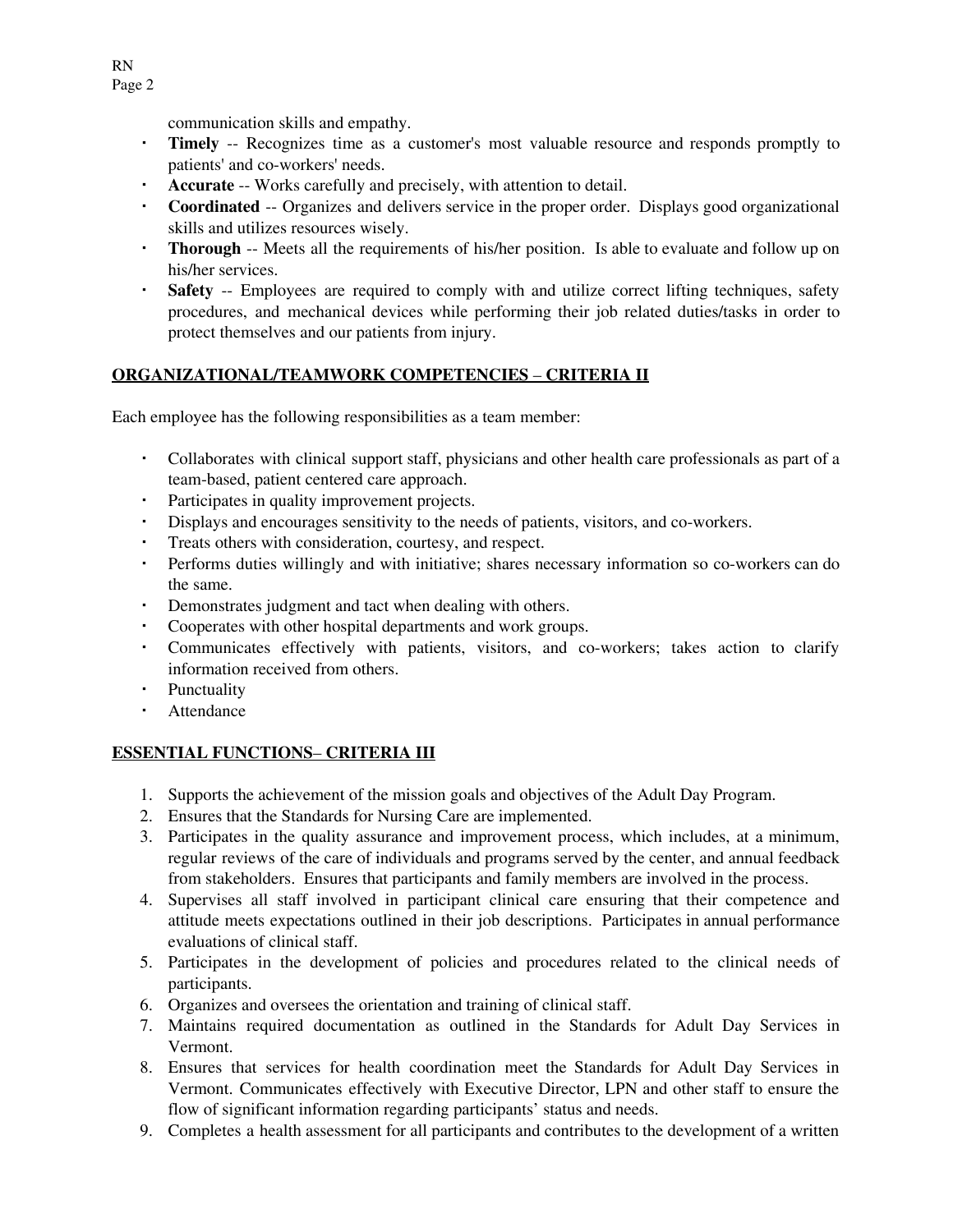communication skills and empathy.

- **Timely** -- Recognizes time as a customer's most valuable resource and responds promptly to patients' and co-workers' needs.
- **Accurate** -- Works carefully and precisely, with attention to detail.
- **Coordinated** -- Organizes and delivers service in the proper order. Displays good organizational skills and utilizes resources wisely.
- **Thorough** -- Meets all the requirements of his/her position. Is able to evaluate and follow up on his/her services.
- **Safety** -- Employees are required to comply with and utilize correct lifting techniques, safety procedures, and mechanical devices while performing their job related duties/tasks in order to protect themselves and our patients from injury.

## ORGANIZATIONAL/TEAMWORK COMPETENCIES – CRITERIA II

Each employee has the following responsibilities as a team member:

- Collaborates with clinical support staff, physicians and other health care professionals as part of a team-based, patient centered care approach.
- Participates in quality improvement projects.
- Displays and encourages sensitivity to the needs of patients, visitors, and co-workers.
- Treats others with consideration, courtesy, and respect.
- Performs duties willingly and with initiative; shares necessary information so co-workers can do the same.
- Demonstrates judgment and tact when dealing with others.
- Cooperates with other hospital departments and work groups.
- Communicates effectively with patients, visitors, and co-workers; takes action to clarify information received from others.
- Punctuality
- Attendance

## ESSENTIAL FUNCTIONS– CRITERIA III

1. Supports the achievement of the mission goals and objectives of the Adult Day Program.
2. Ensures that the Standards for Nursing Care are implemented.
3. Participates in the quality assurance and improvement process, which includes, at a minimum, regular reviews of the care of individuals and programs served by the center, and annual feedback from stakeholders. Ensures that participants and family members are involved in the process.
4. Supervises all staff involved in participant clinical care ensuring that their competence and attitude meets expectations outlined in their job descriptions. Participates in annual performance evaluations of clinical staff.
5. Participates in the development of policies and procedures related to the clinical needs of participants.
6. Organizes and oversees the orientation and training of clinical staff.
7. Maintains required documentation as outlined in the Standards for Adult Day Services in Vermont.
8. Ensures that services for health coordination meet the Standards for Adult Day Services in Vermont. Communicates effectively with Executive Director, LPN and other staff to ensure the flow of significant information regarding participants' status and needs.
9. Completes a health assessment for all participants and contributes to the development of a written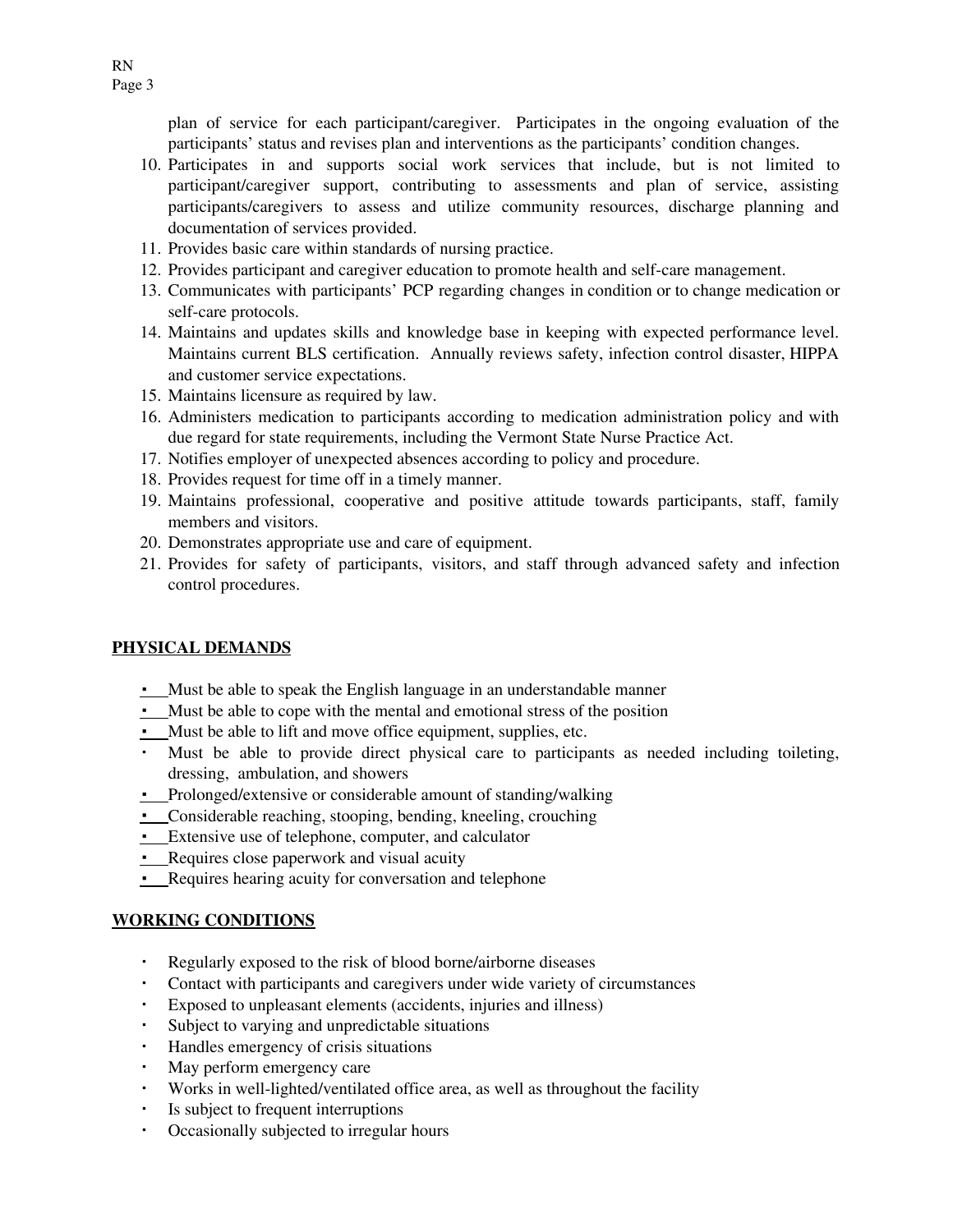plan of service for each participant/caregiver. Participates in the ongoing evaluation of the participants' status and revises plan and interventions as the participants' condition changes.

10. Participates in and supports social work services that include, but is not limited to participant/caregiver support, contributing to assessments and plan of service, assisting participants/caregivers to assess and utilize community resources, discharge planning and documentation of services provided.
11. Provides basic care within standards of nursing practice.
12. Provides participant and caregiver education to promote health and self-care management.
13. Communicates with participants' PCP regarding changes in condition or to change medication or self-care protocols.
14. Maintains and updates skills and knowledge base in keeping with expected performance level. Maintains current BLS certification. Annually reviews safety, infection control disaster, HIPPA and customer service expectations.
15. Maintains licensure as required by law.
16. Administers medication to participants according to medication administration policy and with due regard for state requirements, including the Vermont State Nurse Practice Act.
17. Notifies employer of unexpected absences according to policy and procedure.
18. Provides request for time off in a timely manner.
19. Maintains professional, cooperative and positive attitude towards participants, staff, family members and visitors.
20. Demonstrates appropriate use and care of equipment.
21. Provides for safety of participants, visitors, and staff through advanced safety and infection control procedures.

## PHYSICAL DEMANDS

- Must be able to speak the English language in an understandable manner
- Must be able to cope with the mental and emotional stress of the position
- Must be able to lift and move office equipment, supplies, etc.
- Must be able to provide direct physical care to participants as needed including toileting, dressing, ambulation, and showers
- Prolonged/extensive or considerable amount of standing/walking
- Considerable reaching, stooping, bending, kneeling, crouching
- Extensive use of telephone, computer, and calculator
- Requires close paperwork and visual acuity
- Requires hearing acuity for conversation and telephone

## WORKING CONDITIONS

- Regularly exposed to the risk of blood borne/airborne diseases
- Contact with participants and caregivers under wide variety of circumstances
- Exposed to unpleasant elements (accidents, injuries and illness)
- Subject to varying and unpredictable situations
- Handles emergency of crisis situations
- May perform emergency care
- Works in well-lighted/ventilated office area, as well as throughout the facility
- Is subject to frequent interruptions
- Occasionally subjected to irregular hours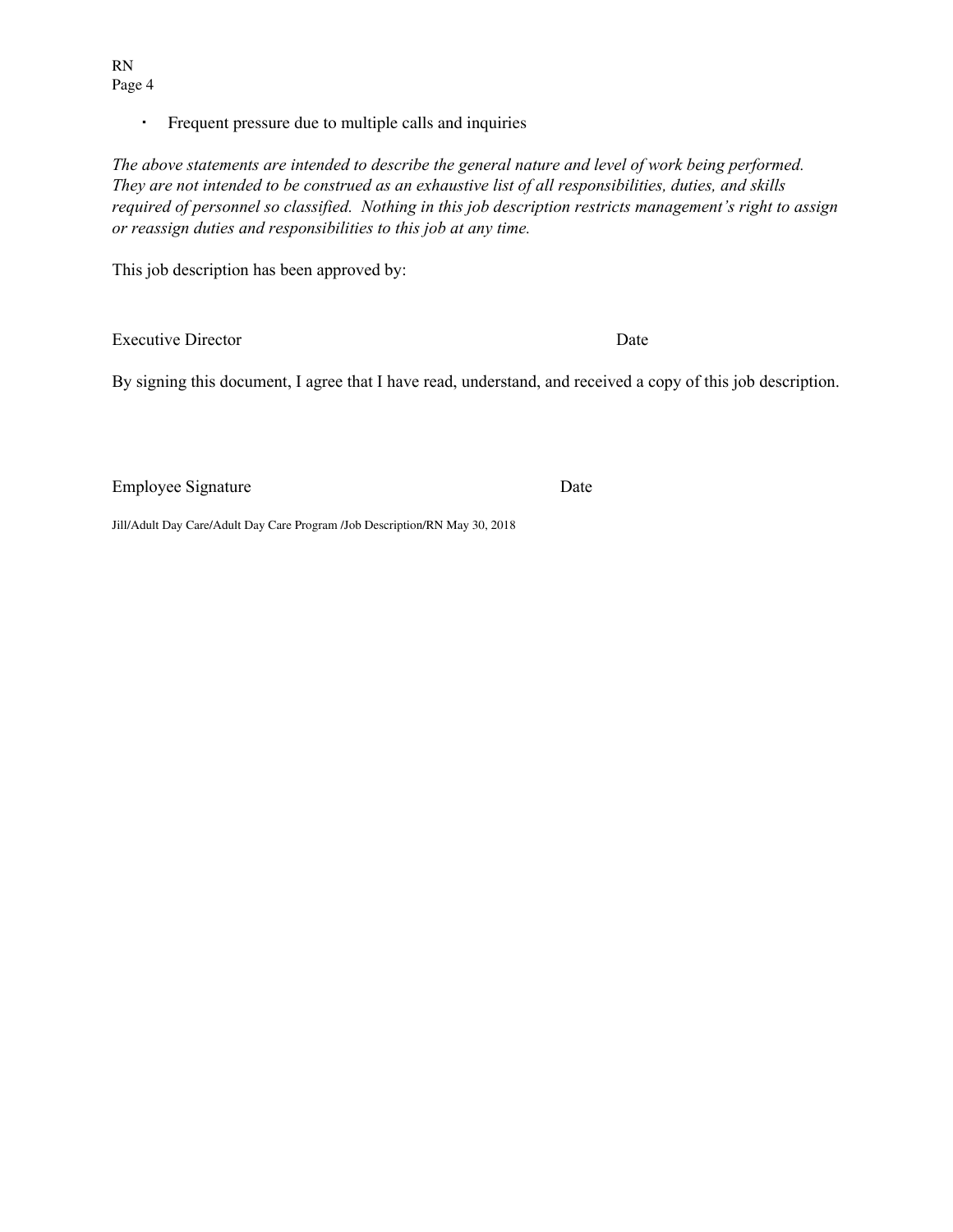- Frequent pressure due to multiple calls and inquiries

*The above statements are intended to describe the general nature and level of work being performed. They are not intended to be construed as an exhaustive list of all responsibilities, duties, and skills required of personnel so classified. Nothing in this job description restricts management's right to assign or reassign duties and responsibilities to this job at any time.*

This job description has been approved by:

Executive Director                                        Date

By signing this document, I agree that I have read, understand, and received a copy of this job description.

Employee Signature                                        Date

Jill/Adult Day Care/Adult Day Care Program /Job Description/RN May 30, 2018